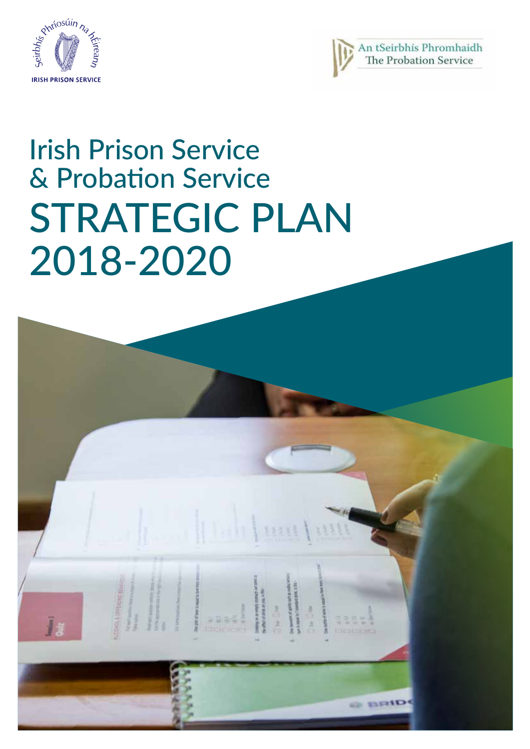Seirbhís Phríosúin na hÉireann

IRISH PRISON SERVICE

An tSeirbhís Phromhaidh
The Probation Service

# Irish Prison Service & Probation Service STRATEGIC PLAN 2018-2020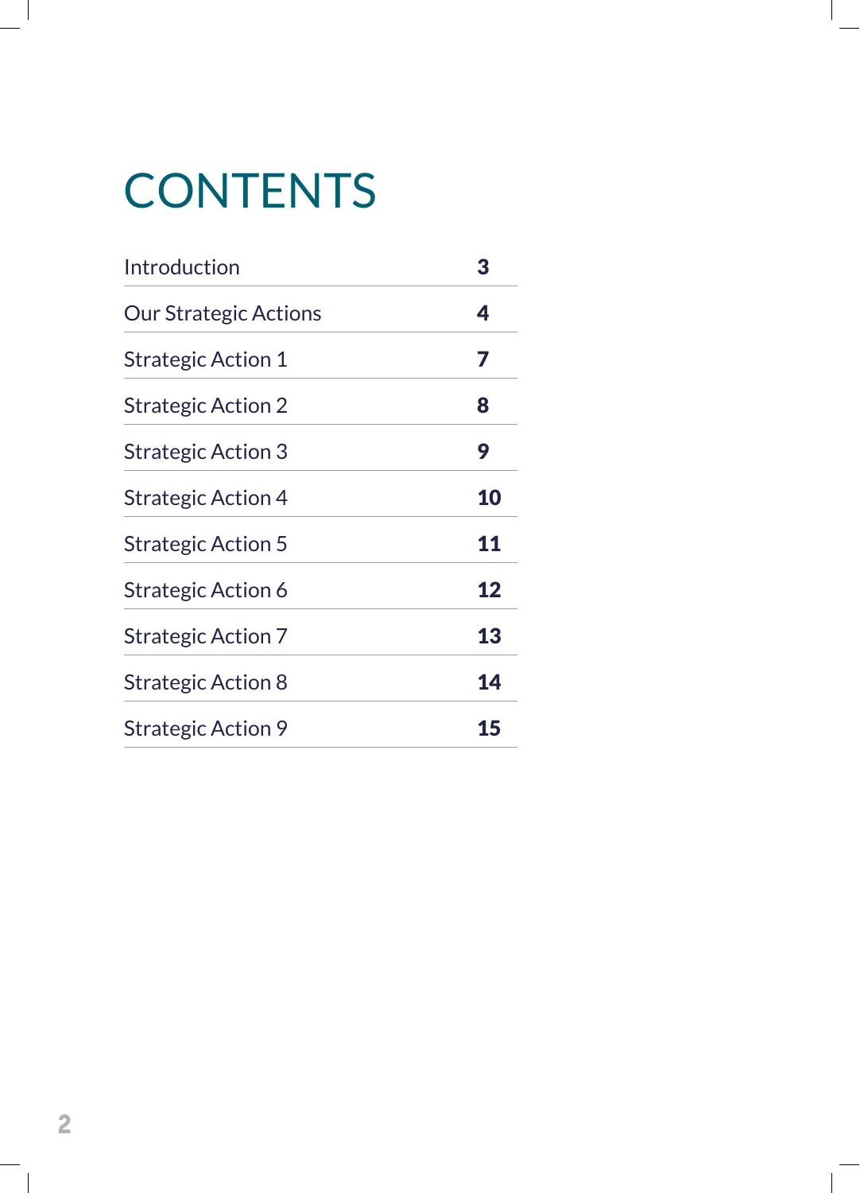# CONTENTS

| | |
|---|---|
| Introduction | 3 |
| Our Strategic Actions | 4 |
| Strategic Action 1 | 7 |
| Strategic Action 2 | 8 |
| Strategic Action 3 | 9 |
| Strategic Action 4 | 10 |
| Strategic Action 5 | 11 |
| Strategic Action 6 | 12 |
| Strategic Action 7 | 13 |
| Strategic Action 8 | 14 |
| Strategic Action 9 | 15 |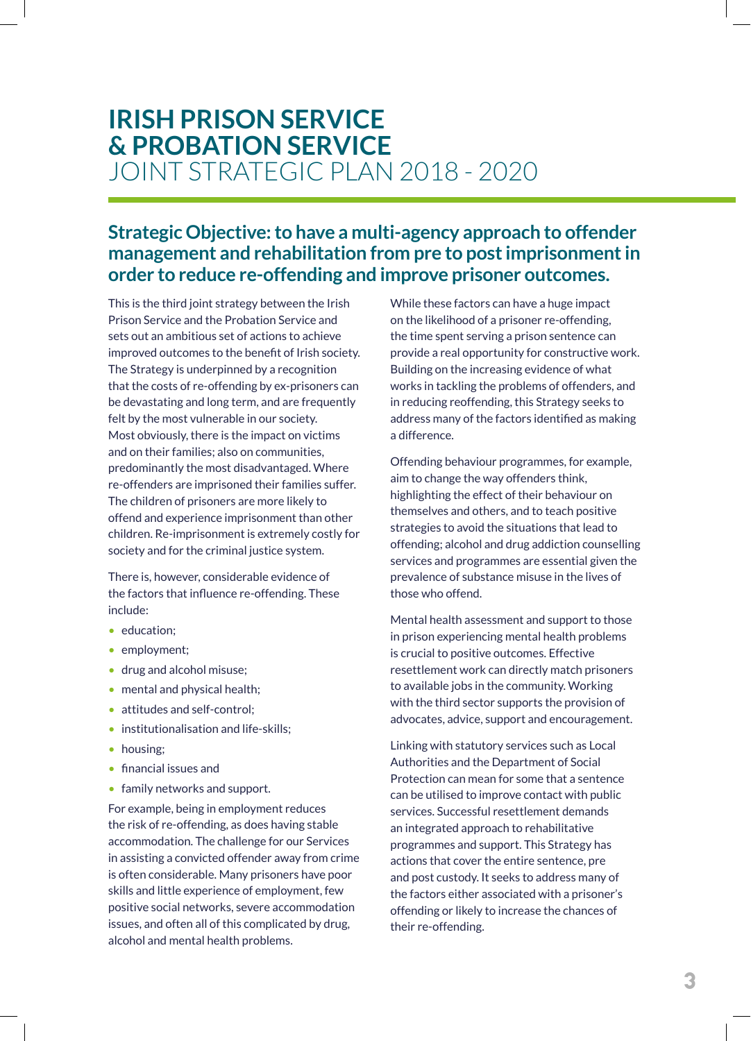# IRISH PRISON SERVICE & PROBATION SERVICE
JOINT STRATEGIC PLAN 2018 - 2020

## Strategic Objective: to have a multi-agency approach to offender management and rehabilitation from pre to post imprisonment in order to reduce re-offending and improve prisoner outcomes.

This is the third joint strategy between the Irish Prison Service and the Probation Service and sets out an ambitious set of actions to achieve improved outcomes to the benefit of Irish society. The Strategy is underpinned by a recognition that the costs of re-offending by ex-prisoners can be devastating and long term, and are frequently felt by the most vulnerable in our society. Most obviously, there is the impact on victims and on their families; also on communities, predominantly the most disadvantaged. Where re-offenders are imprisoned their families suffer. The children of prisoners are more likely to offend and experience imprisonment than other children. Re-imprisonment is extremely costly for society and for the criminal justice system.

There is, however, considerable evidence of the factors that influence re-offending. These include:

- education;
- employment;
- drug and alcohol misuse;
- mental and physical health;
- attitudes and self-control;
- institutionalisation and life-skills;
- housing;
- financial issues and
- family networks and support.

For example, being in employment reduces the risk of re-offending, as does having stable accommodation. The challenge for our Services in assisting a convicted offender away from crime is often considerable. Many prisoners have poor skills and little experience of employment, few positive social networks, severe accommodation issues, and often all of this complicated by drug, alcohol and mental health problems.

While these factors can have a huge impact on the likelihood of a prisoner re-offending, the time spent serving a prison sentence can provide a real opportunity for constructive work. Building on the increasing evidence of what works in tackling the problems of offenders, and in reducing reoffending, this Strategy seeks to address many of the factors identified as making a difference.

Offending behaviour programmes, for example, aim to change the way offenders think, highlighting the effect of their behaviour on themselves and others, and to teach positive strategies to avoid the situations that lead to offending; alcohol and drug addiction counselling services and programmes are essential given the prevalence of substance misuse in the lives of those who offend.

Mental health assessment and support to those in prison experiencing mental health problems is crucial to positive outcomes. Effective resettlement work can directly match prisoners to available jobs in the community. Working with the third sector supports the provision of advocates, advice, support and encouragement.

Linking with statutory services such as Local Authorities and the Department of Social Protection can mean for some that a sentence can be utilised to improve contact with public services. Successful resettlement demands an integrated approach to rehabilitative programmes and support. This Strategy has actions that cover the entire sentence, pre and post custody. It seeks to address many of the factors either associated with a prisoner's offending or likely to increase the chances of their re-offending.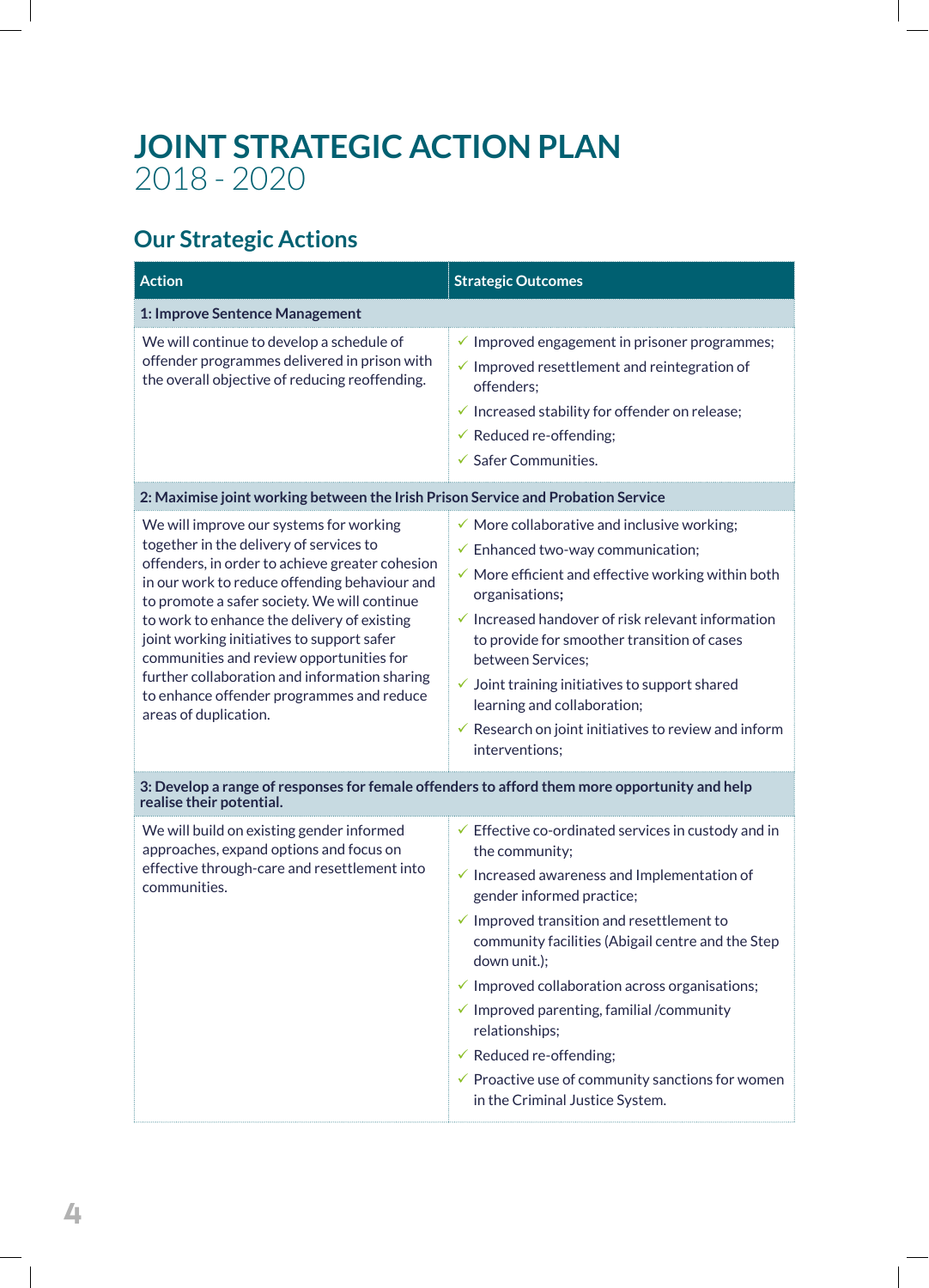# JOINT STRATEGIC ACTION PLAN
2018 - 2020

## Our Strategic Actions

| Action | Strategic Outcomes |
|---|---|
| **1: Improve Sentence Management** | |
| We will continue to develop a schedule of offender programmes delivered in prison with the overall objective of reducing reoffending. | ✓ Improved engagement in prisoner programmes;<br>✓ Improved resettlement and reintegration of offenders;<br>✓ Increased stability for offender on release;<br>✓ Reduced re-offending;<br>✓ Safer Communities. |
| **2: Maximise joint working between the Irish Prison Service and Probation Service** | |
| We will improve our systems for working together in the delivery of services to offenders, in order to achieve greater cohesion in our work to reduce offending behaviour and to promote a safer society. We will continue to work to enhance the delivery of existing joint working initiatives to support safer communities and review opportunities for further collaboration and information sharing to enhance offender programmes and reduce areas of duplication. | ✓ More collaborative and inclusive working;<br>✓ Enhanced two-way communication;<br>✓ More efficient and effective working within both organisations;<br>✓ Increased handover of risk relevant information to provide for smoother transition of cases between Services;<br>✓ Joint training initiatives to support shared learning and collaboration;<br>✓ Research on joint initiatives to review and inform interventions; |
| **3: Develop a range of responses for female offenders to afford them more opportunity and help realise their potential.** | |
| We will build on existing gender informed approaches, expand options and focus on effective through-care and resettlement into communities. | ✓ Effective co-ordinated services in custody and in the community;<br>✓ Increased awareness and Implementation of gender informed practice;<br>✓ Improved transition and resettlement to community facilities (Abigail centre and the Step down unit.);<br>✓ Improved collaboration across organisations;<br>✓ Improved parenting, familial /community relationships;<br>✓ Reduced re-offending;<br>✓ Proactive use of community sanctions for women in the Criminal Justice System. |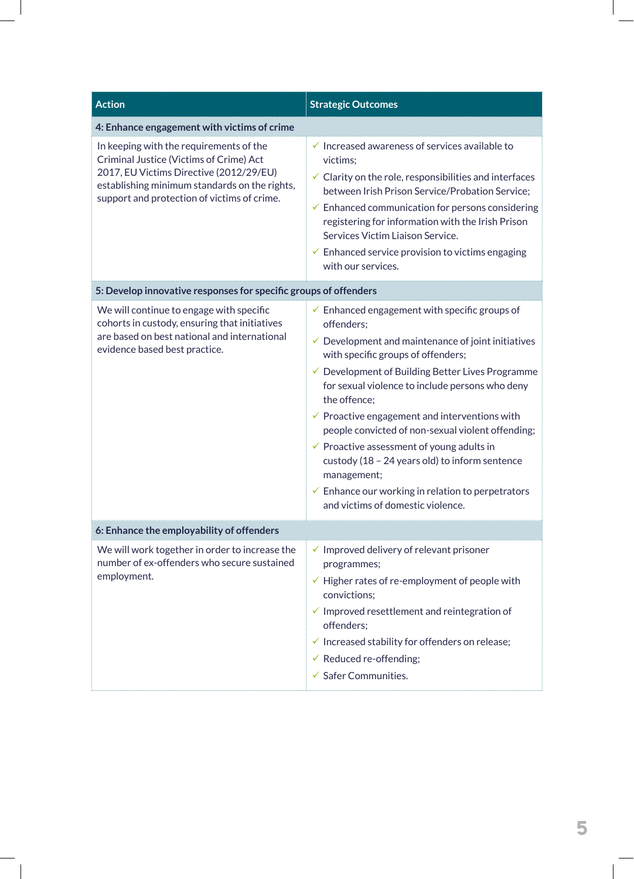| Action | Strategic Outcomes |
|---|---|
| **4: Enhance engagement with victims of crime** | |
| In keeping with the requirements of the Criminal Justice (Victims of Crime) Act 2017, EU Victims Directive (2012/29/EU) establishing minimum standards on the rights, support and protection of victims of crime. | ✓ Increased awareness of services available to victims;<br>✓ Clarity on the role, responsibilities and interfaces between Irish Prison Service/Probation Service;<br>✓ Enhanced communication for persons considering registering for information with the Irish Prison Services Victim Liaison Service.<br>✓ Enhanced service provision to victims engaging with our services. |
| **5: Develop innovative responses for specific groups of offenders** | |
| We will continue to engage with specific cohorts in custody, ensuring that initiatives are based on best national and international evidence based best practice. | ✓ Enhanced engagement with specific groups of offenders;<br>✓ Development and maintenance of joint initiatives with specific groups of offenders;<br>✓ Development of Building Better Lives Programme for sexual violence to include persons who deny the offence;<br>✓ Proactive engagement and interventions with people convicted of non-sexual violent offending;<br>✓ Proactive assessment of young adults in custody (18 – 24 years old) to inform sentence management;<br>✓ Enhance our working in relation to perpetrators and victims of domestic violence. |
| **6: Enhance the employability of offenders** | |
| We will work together in order to increase the number of ex-offenders who secure sustained employment. | ✓ Improved delivery of relevant prisoner programmes;<br>✓ Higher rates of re-employment of people with convictions;<br>✓ Improved resettlement and reintegration of offenders;<br>✓ Increased stability for offenders on release;<br>✓ Reduced re-offending;<br>✓ Safer Communities. |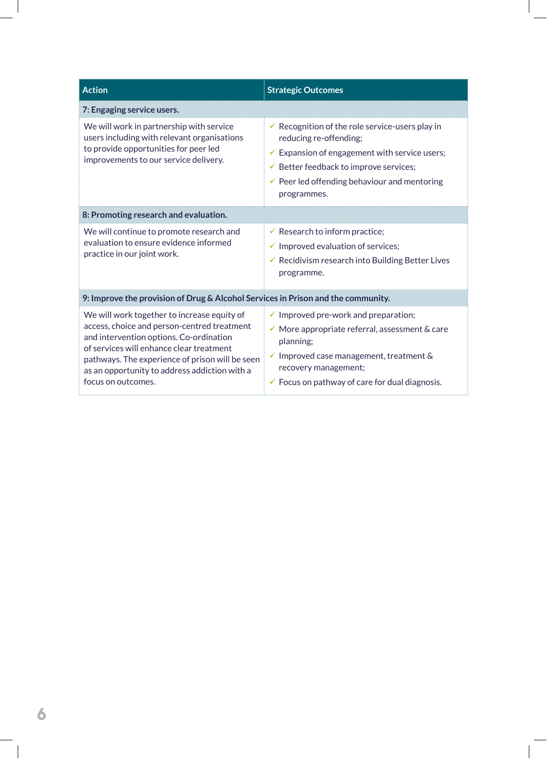| Action | Strategic Outcomes |
|---|---|
| **7: Engaging service users.** | |
| We will work in partnership with service users including with relevant organisations to provide opportunities for peer led improvements to our service delivery. | ✓ Recognition of the role service-users play in reducing re-offending;<br>✓ Expansion of engagement with service users;<br>✓ Better feedback to improve services;<br>✓ Peer led offending behaviour and mentoring programmes. |
| **8: Promoting research and evaluation.** | |
| We will continue to promote research and evaluation to ensure evidence informed practice in our joint work. | ✓ Research to inform practice;<br>✓ Improved evaluation of services;<br>✓ Recidivism research into Building Better Lives programme. |
| **9: Improve the provision of Drug & Alcohol Services in Prison and the community.** | |
| We will work together to increase equity of access, choice and person-centred treatment and intervention options. Co-ordination of services will enhance clear treatment pathways. The experience of prison will be seen as an opportunity to address addiction with a focus on outcomes. | ✓ Improved pre-work and preparation;<br>✓ More appropriate referral, assessment & care planning;<br>✓ Improved case management, treatment & recovery management;<br>✓ Focus on pathway of care for dual diagnosis. |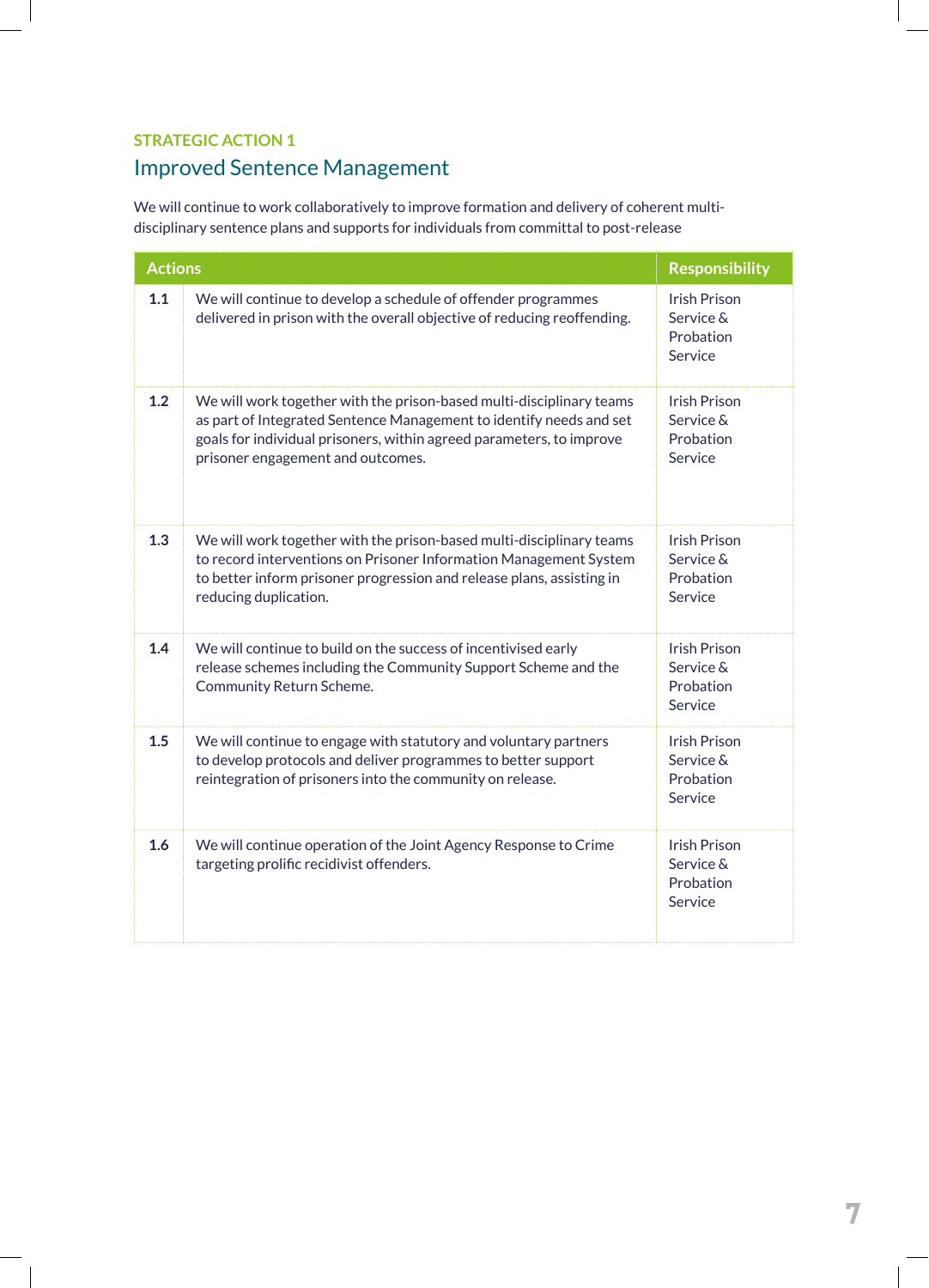STRATEGIC ACTION 1

## Improved Sentence Management

We will continue to work collaboratively to improve formation and delivery of coherent multi-disciplinary sentence plans and supports for individuals from committal to post-release

| Actions | | Responsibility |
|---|---|---|
| **1.1** | We will continue to develop a schedule of offender programmes delivered in prison with the overall objective of reducing reoffending. | Irish Prison Service & Probation Service |
| **1.2** | We will work together with the prison-based multi-disciplinary teams as part of Integrated Sentence Management to identify needs and set goals for individual prisoners, within agreed parameters, to improve prisoner engagement and outcomes. | Irish Prison Service & Probation Service |
| **1.3** | We will work together with the prison-based multi-disciplinary teams to record interventions on Prisoner Information Management System to better inform prisoner progression and release plans, assisting in reducing duplication. | Irish Prison Service & Probation Service |
| **1.4** | We will continue to build on the success of incentivised early release schemes including the Community Support Scheme and the Community Return Scheme. | Irish Prison Service & Probation Service |
| **1.5** | We will continue to engage with statutory and voluntary partners to develop protocols and deliver programmes to better support reintegration of prisoners into the community on release. | Irish Prison Service & Probation Service |
| **1.6** | We will continue operation of the Joint Agency Response to Crime targeting prolific recidivist offenders. | Irish Prison Service & Probation Service |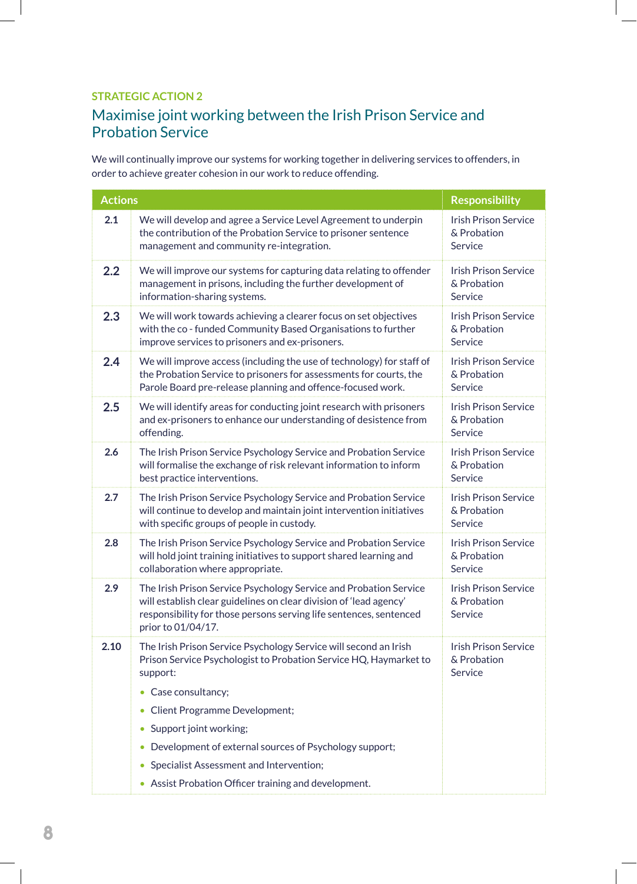STRATEGIC ACTION 2

## Maximise joint working between the Irish Prison Service and Probation Service

We will continually improve our systems for working together in delivering services to offenders, in order to achieve greater cohesion in our work to reduce offending.

| Actions | | Responsibility |
|---|---|---|
| 2.1 | We will develop and agree a Service Level Agreement to underpin the contribution of the Probation Service to prisoner sentence management and community re-integration. | Irish Prison Service & Probation Service |
| 2.2 | We will improve our systems for capturing data relating to offender management in prisons, including the further development of information-sharing systems. | Irish Prison Service & Probation Service |
| 2.3 | We will work towards achieving a clearer focus on set objectives with the co - funded Community Based Organisations to further improve services to prisoners and ex-prisoners. | Irish Prison Service & Probation Service |
| 2.4 | We will improve access (including the use of technology) for staff of the Probation Service to prisoners for assessments for courts, the Parole Board pre-release planning and offence-focused work. | Irish Prison Service & Probation Service |
| 2.5 | We will identify areas for conducting joint research with prisoners and ex-prisoners to enhance our understanding of desistence from offending. | Irish Prison Service & Probation Service |
| 2.6 | The Irish Prison Service Psychology Service and Probation Service will formalise the exchange of risk relevant information to inform best practice interventions. | Irish Prison Service & Probation Service |
| 2.7 | The Irish Prison Service Psychology Service and Probation Service will continue to develop and maintain joint intervention initiatives with specific groups of people in custody. | Irish Prison Service & Probation Service |
| 2.8 | The Irish Prison Service Psychology Service and Probation Service will hold joint training initiatives to support shared learning and collaboration where appropriate. | Irish Prison Service & Probation Service |
| 2.9 | The Irish Prison Service Psychology Service and Probation Service will establish clear guidelines on clear division of 'lead agency' responsibility for those persons serving life sentences, sentenced prior to 01/04/17. | Irish Prison Service & Probation Service |
| 2.10 | The Irish Prison Service Psychology Service will second an Irish Prison Service Psychologist to Probation Service HQ, Haymarket to support:<br>• Case consultancy;<br>• Client Programme Development;<br>• Support joint working;<br>• Development of external sources of Psychology support;<br>• Specialist Assessment and Intervention;<br>• Assist Probation Officer training and development. | Irish Prison Service & Probation Service |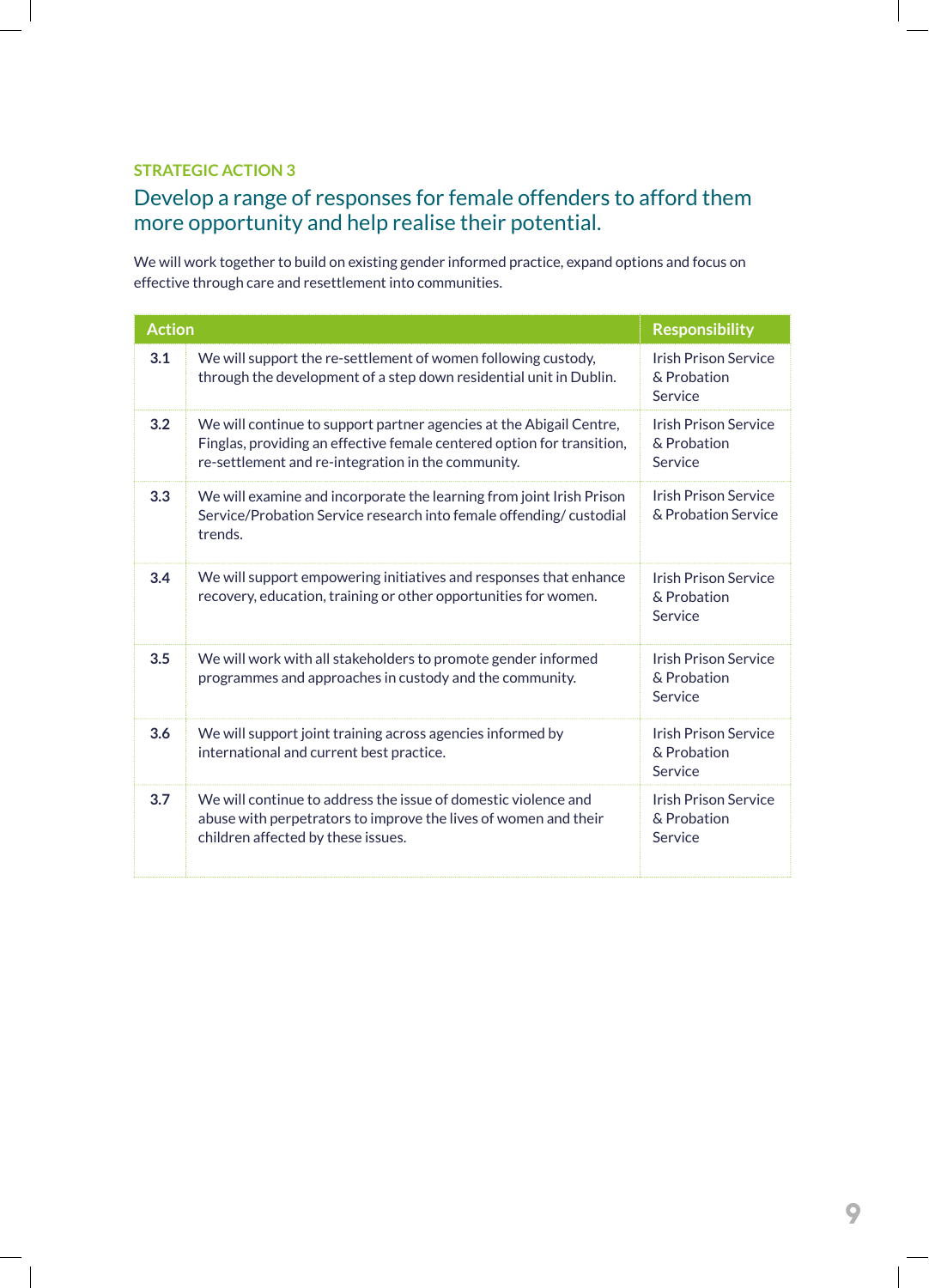## STRATEGIC ACTION 3

# Develop a range of responses for female offenders to afford them more opportunity and help realise their potential.

We will work together to build on existing gender informed practice, expand options and focus on effective through care and resettlement into communities.

| Action | | Responsibility |
|---|---|---|
| 3.1 | We will support the re-settlement of women following custody, through the development of a step down residential unit in Dublin. | Irish Prison Service & Probation Service |
| 3.2 | We will continue to support partner agencies at the Abigail Centre, Finglas, providing an effective female centered option for transition, re-settlement and re-integration in the community. | Irish Prison Service & Probation Service |
| 3.3 | We will examine and incorporate the learning from joint Irish Prison Service/Probation Service research into female offending/ custodial trends. | Irish Prison Service & Probation Service |
| 3.4 | We will support empowering initiatives and responses that enhance recovery, education, training or other opportunities for women. | Irish Prison Service & Probation Service |
| 3.5 | We will work with all stakeholders to promote gender informed programmes and approaches in custody and the community. | Irish Prison Service & Probation Service |
| 3.6 | We will support joint training across agencies informed by international and current best practice. | Irish Prison Service & Probation Service |
| 3.7 | We will continue to address the issue of domestic violence and abuse with perpetrators to improve the lives of women and their children affected by these issues. | Irish Prison Service & Probation Service |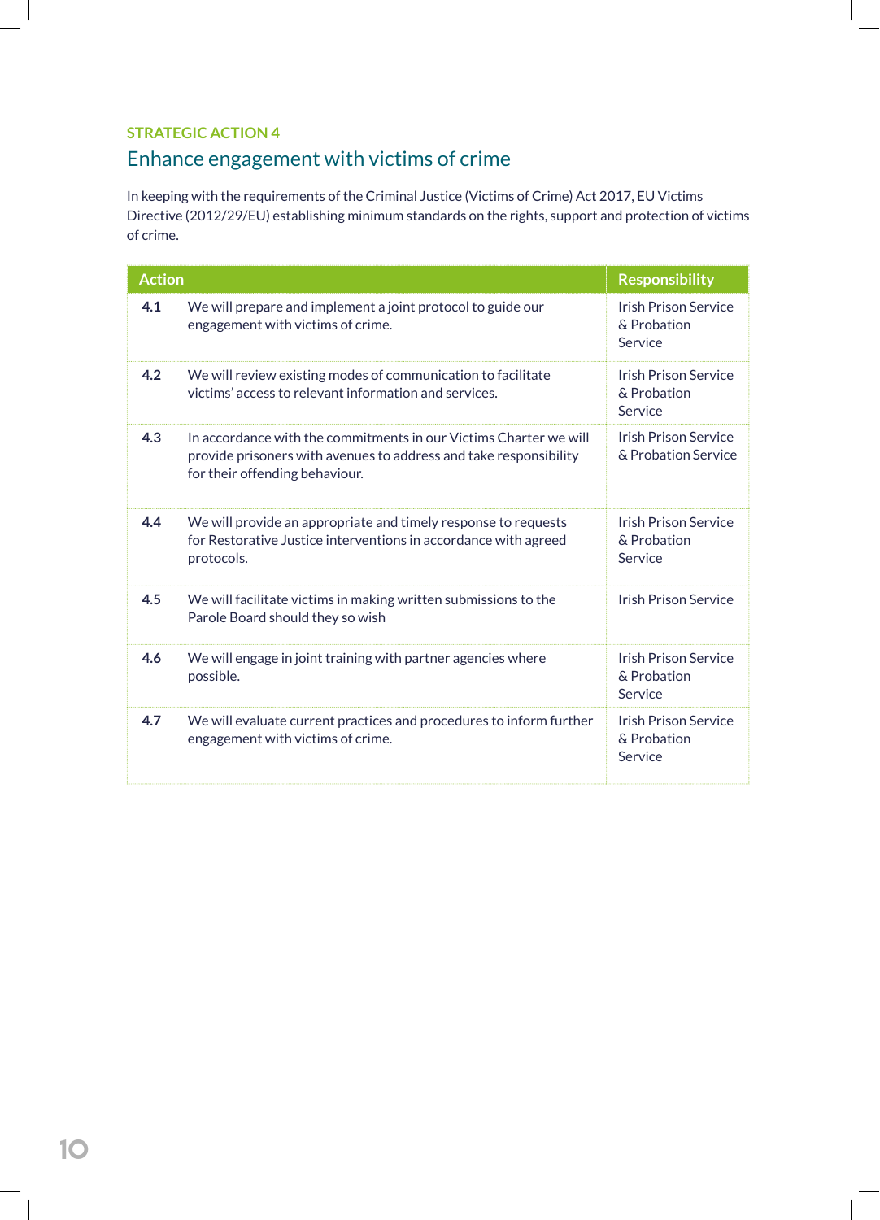STRATEGIC ACTION 4

## Enhance engagement with victims of crime

In keeping with the requirements of the Criminal Justice (Victims of Crime) Act 2017, EU Victims Directive (2012/29/EU) establishing minimum standards on the rights, support and protection of victims of crime.

| Action | | Responsibility |
|---|---|---|
| **4.1** | We will prepare and implement a joint protocol to guide our engagement with victims of crime. | Irish Prison Service & Probation Service |
| **4.2** | We will review existing modes of communication to facilitate victims' access to relevant information and services. | Irish Prison Service & Probation Service |
| **4.3** | In accordance with the commitments in our Victims Charter we will provide prisoners with avenues to address and take responsibility for their offending behaviour. | Irish Prison Service & Probation Service |
| **4.4** | We will provide an appropriate and timely response to requests for Restorative Justice interventions in accordance with agreed protocols. | Irish Prison Service & Probation Service |
| **4.5** | We will facilitate victims in making written submissions to the Parole Board should they so wish | Irish Prison Service |
| **4.6** | We will engage in joint training with partner agencies where possible. | Irish Prison Service & Probation Service |
| **4.7** | We will evaluate current practices and procedures to inform further engagement with victims of crime. | Irish Prison Service & Probation Service |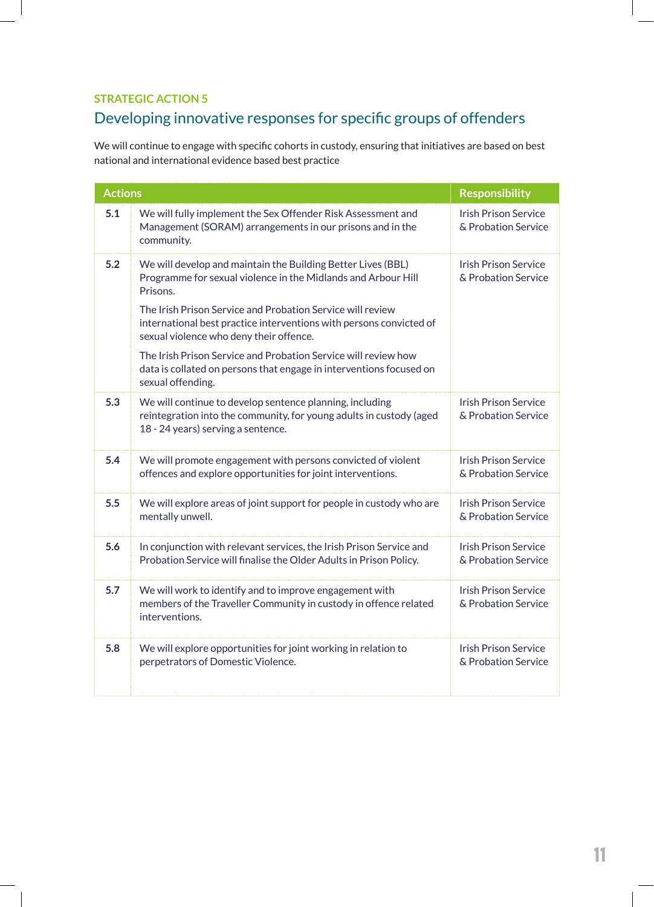STRATEGIC ACTION 5

## Developing innovative responses for specific groups of offenders

We will continue to engage with specific cohorts in custody, ensuring that initiatives are based on best national and international evidence based best practice

| | Actions | Responsibility |
|---|---|---|
| 5.1 | We will fully implement the Sex Offender Risk Assessment and Management (SORAM) arrangements in our prisons and in the community. | Irish Prison Service & Probation Service |
| 5.2 | We will develop and maintain the Building Better Lives (BBL) Programme for sexual violence in the Midlands and Arbour Hill Prisons.<br><br>The Irish Prison Service and Probation Service will review international best practice interventions with persons convicted of sexual violence who deny their offence.<br><br>The Irish Prison Service and Probation Service will review how data is collated on persons that engage in interventions focused on sexual offending. | Irish Prison Service & Probation Service |
| 5.3 | We will continue to develop sentence planning, including reintegration into the community, for young adults in custody (aged 18 - 24 years) serving a sentence. | Irish Prison Service & Probation Service |
| 5.4 | We will promote engagement with persons convicted of violent offences and explore opportunities for joint interventions. | Irish Prison Service & Probation Service |
| 5.5 | We will explore areas of joint support for people in custody who are mentally unwell. | Irish Prison Service & Probation Service |
| 5.6 | In conjunction with relevant services, the Irish Prison Service and Probation Service will finalise the Older Adults in Prison Policy. | Irish Prison Service & Probation Service |
| 5.7 | We will work to identify and to improve engagement with members of the Traveller Community in custody in offence related interventions. | Irish Prison Service & Probation Service |
| 5.8 | We will explore opportunities for joint working in relation to perpetrators of Domestic Violence. | Irish Prison Service & Probation Service |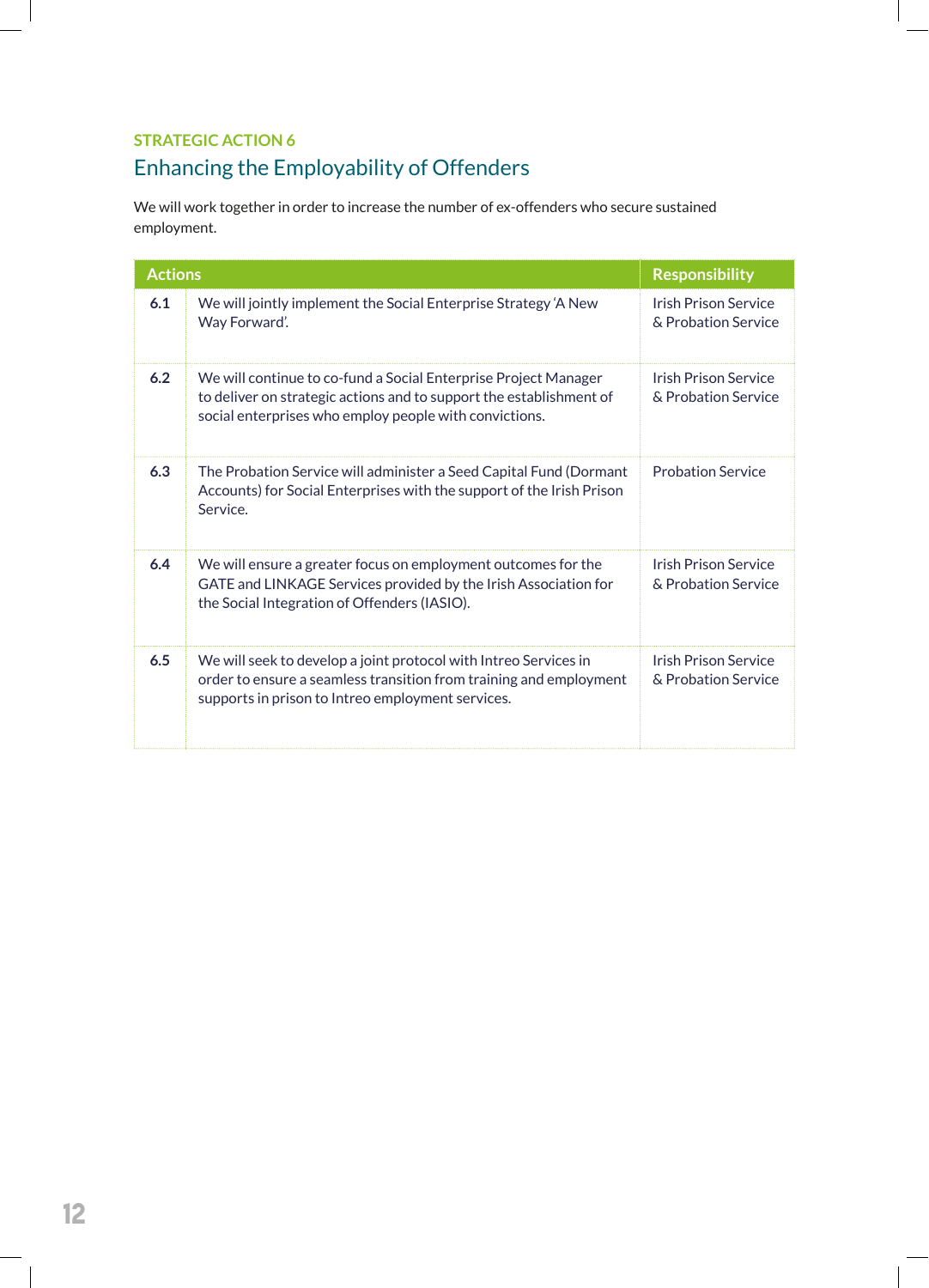STRATEGIC ACTION 6

## Enhancing the Employability of Offenders

We will work together in order to increase the number of ex-offenders who secure sustained employment.

| Actions | | Responsibility |
|---|---|---|
| **6.1** | We will jointly implement the Social Enterprise Strategy 'A New Way Forward'. | Irish Prison Service & Probation Service |
| **6.2** | We will continue to co-fund a Social Enterprise Project Manager to deliver on strategic actions and to support the establishment of social enterprises who employ people with convictions. | Irish Prison Service & Probation Service |
| **6.3** | The Probation Service will administer a Seed Capital Fund (Dormant Accounts) for Social Enterprises with the support of the Irish Prison Service. | Probation Service |
| **6.4** | We will ensure a greater focus on employment outcomes for the GATE and LINKAGE Services provided by the Irish Association for the Social Integration of Offenders (IASIO). | Irish Prison Service & Probation Service |
| **6.5** | We will seek to develop a joint protocol with Intreo Services in order to ensure a seamless transition from training and employment supports in prison to Intreo employment services. | Irish Prison Service & Probation Service |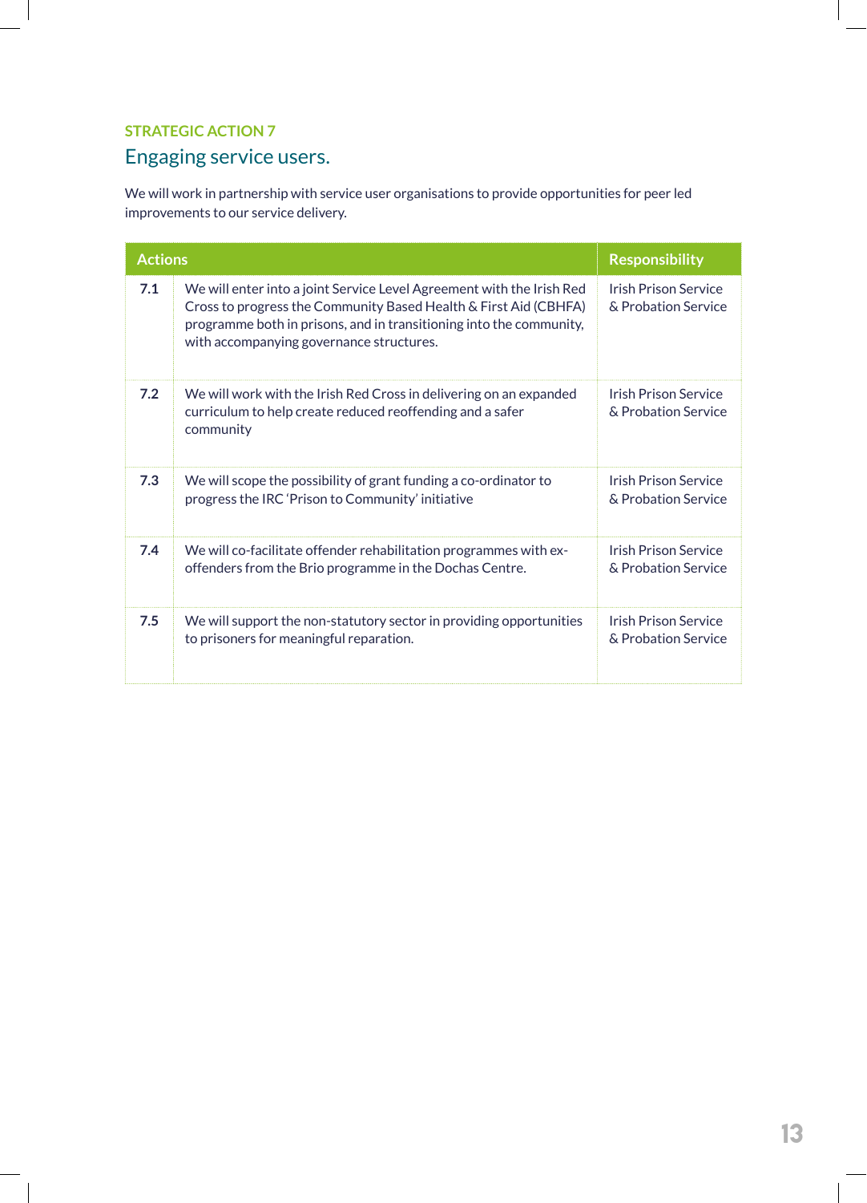STRATEGIC ACTION 7

## Engaging service users.

We will work in partnership with service user organisations to provide opportunities for peer led improvements to our service delivery.

| Actions | | Responsibility |
|---|---|---|
| **7.1** | We will enter into a joint Service Level Agreement with the Irish Red Cross to progress the Community Based Health & First Aid (CBHFA) programme both in prisons, and in transitioning into the community, with accompanying governance structures. | Irish Prison Service & Probation Service |
| **7.2** | We will work with the Irish Red Cross in delivering on an expanded curriculum to help create reduced reoffending and a safer community | Irish Prison Service & Probation Service |
| **7.3** | We will scope the possibility of grant funding a co-ordinator to progress the IRC 'Prison to Community' initiative | Irish Prison Service & Probation Service |
| **7.4** | We will co-facilitate offender rehabilitation programmes with ex-offenders from the Brio programme in the Dochas Centre. | Irish Prison Service & Probation Service |
| **7.5** | We will support the non-statutory sector in providing opportunities to prisoners for meaningful reparation. | Irish Prison Service & Probation Service |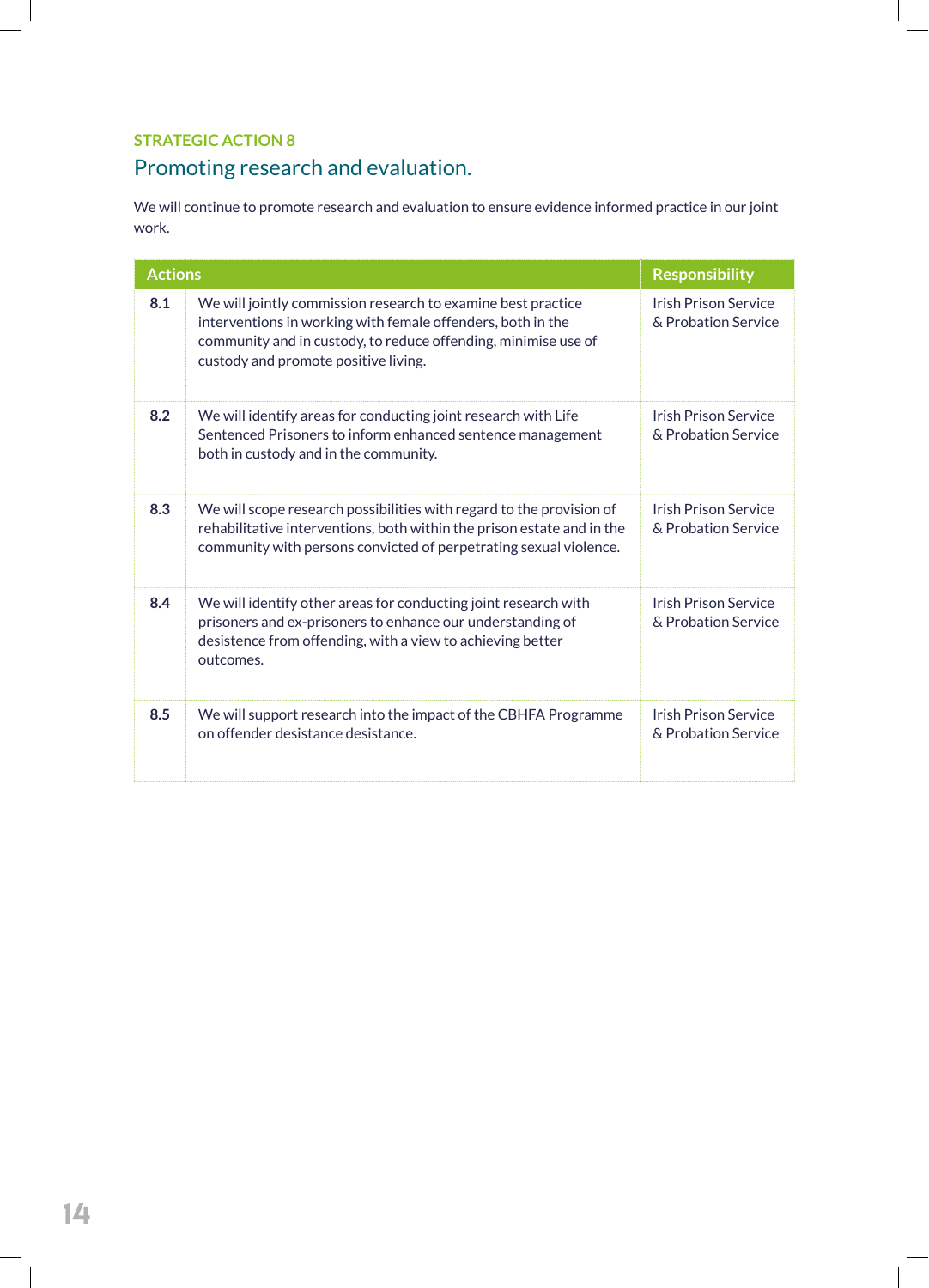STRATEGIC ACTION 8

## Promoting research and evaluation.

We will continue to promote research and evaluation to ensure evidence informed practice in our joint work.

| Actions | | Responsibility |
|---|---|---|
| **8.1** | We will jointly commission research to examine best practice interventions in working with female offenders, both in the community and in custody, to reduce offending, minimise use of custody and promote positive living. | Irish Prison Service & Probation Service |
| **8.2** | We will identify areas for conducting joint research with Life Sentenced Prisoners to inform enhanced sentence management both in custody and in the community. | Irish Prison Service & Probation Service |
| **8.3** | We will scope research possibilities with regard to the provision of rehabilitative interventions, both within the prison estate and in the community with persons convicted of perpetrating sexual violence. | Irish Prison Service & Probation Service |
| **8.4** | We will identify other areas for conducting joint research with prisoners and ex-prisoners to enhance our understanding of desistence from offending, with a view to achieving better outcomes. | Irish Prison Service & Probation Service |
| **8.5** | We will support research into the impact of the CBHFA Programme on offender desistance desistance. | Irish Prison Service & Probation Service |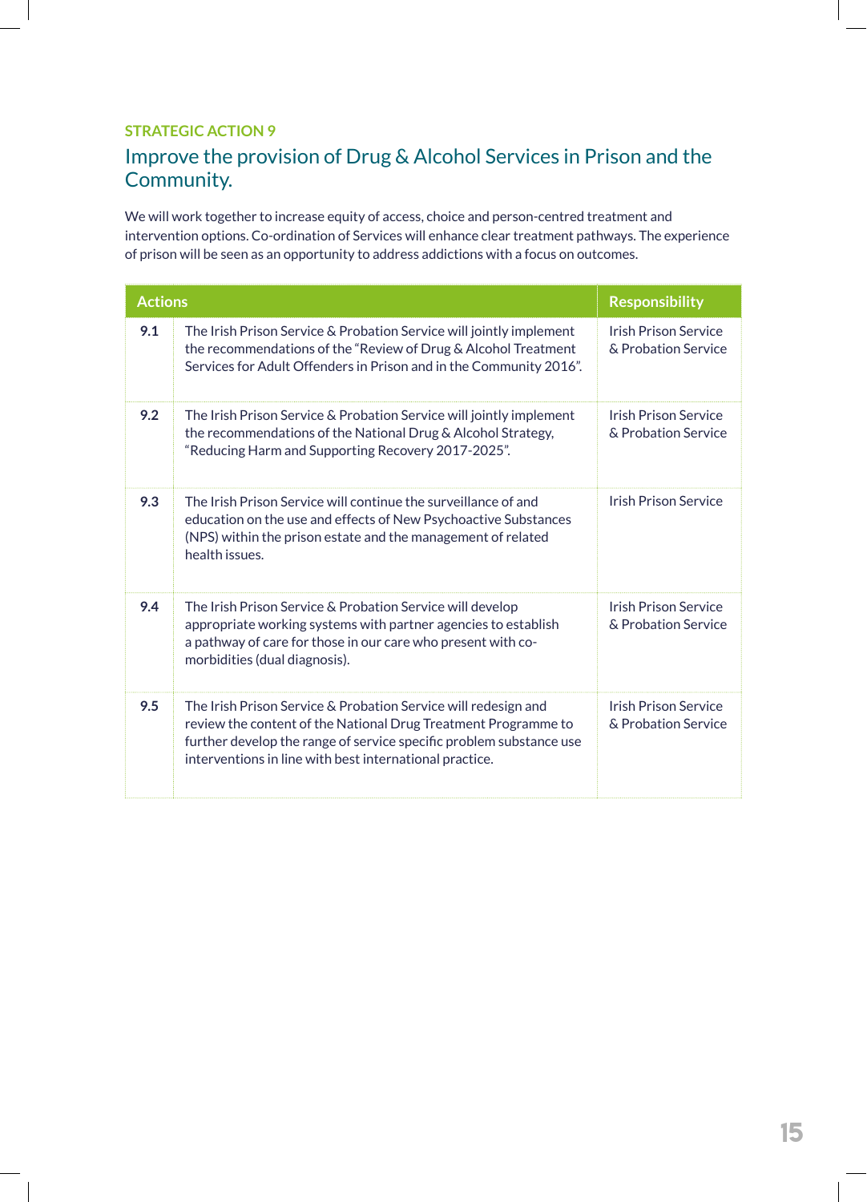**STRATEGIC ACTION 9**

## Improve the provision of Drug & Alcohol Services in Prison and the Community.

We will work together to increase equity of access, choice and person-centred treatment and intervention options. Co-ordination of Services will enhance clear treatment pathways. The experience of prison will be seen as an opportunity to address addictions with a focus on outcomes.

| Actions | | Responsibility |
|---|---|---|
| **9.1** | The Irish Prison Service & Probation Service will jointly implement the recommendations of the "Review of Drug & Alcohol Treatment Services for Adult Offenders in Prison and in the Community 2016". | Irish Prison Service & Probation Service |
| **9.2** | The Irish Prison Service & Probation Service will jointly implement the recommendations of the National Drug & Alcohol Strategy, "Reducing Harm and Supporting Recovery 2017-2025". | Irish Prison Service & Probation Service |
| **9.3** | The Irish Prison Service will continue the surveillance of and education on the use and effects of New Psychoactive Substances (NPS) within the prison estate and the management of related health issues. | Irish Prison Service |
| **9.4** | The Irish Prison Service & Probation Service will develop appropriate working systems with partner agencies to establish a pathway of care for those in our care who present with co-morbidities (dual diagnosis). | Irish Prison Service & Probation Service |
| **9.5** | The Irish Prison Service & Probation Service will redesign and review the content of the National Drug Treatment Programme to further develop the range of service specific problem substance use interventions in line with best international practice. | Irish Prison Service & Probation Service |